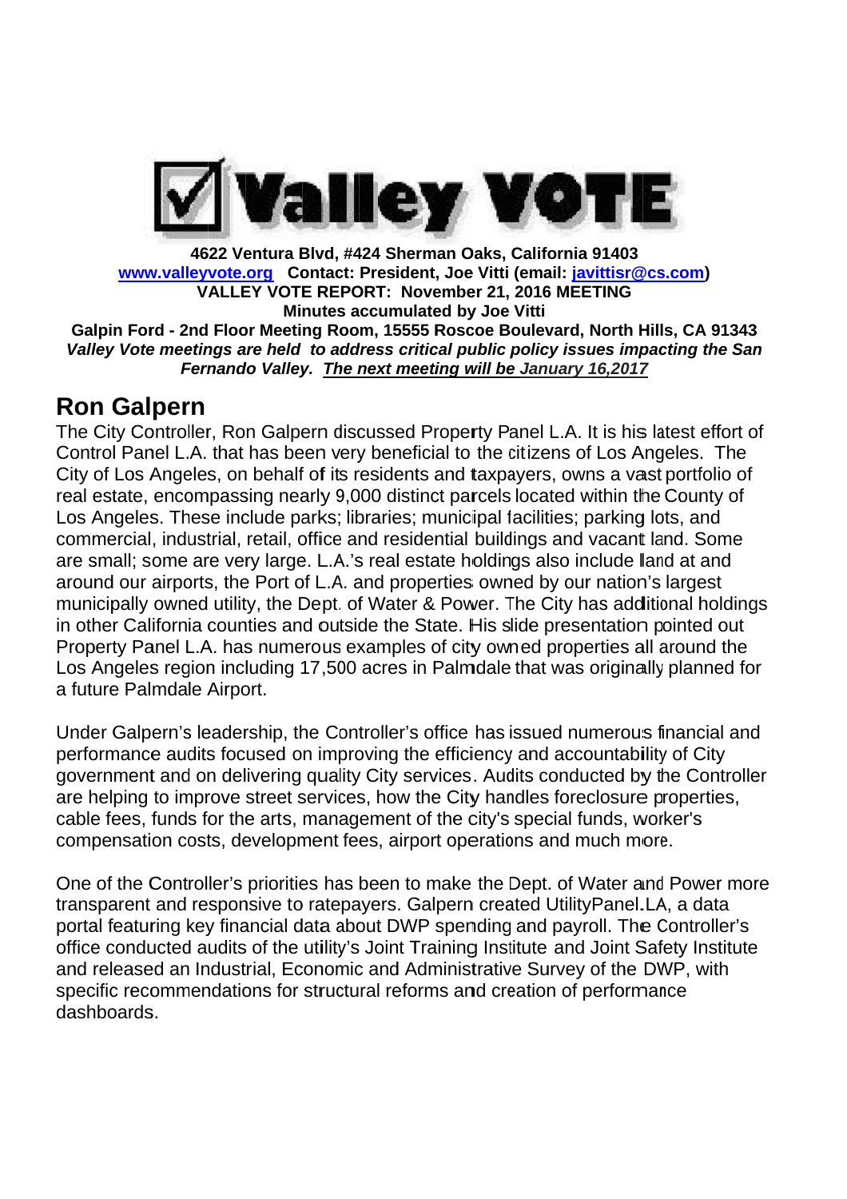# Valley VOTE

**4622 Ventura Blvd, #424 Sherman Oaks, California 91403**
**[www.valleyvote.org](http://www.valleyvote.org) Contact: President, Joe Vitti (email: [javittisr@cs.com](mailto:javittisr@cs.com))**
**VALLEY VOTE REPORT: November 21, 2016 MEETING**
**Minutes accumulated by Joe Vitti**
**Galpin Ford - 2nd Floor Meeting Room, 15555 Roscoe Boulevard, North Hills, CA 91343**
***Valley Vote meetings are held to address critical public policy issues impacting the San Fernando Valley. The next meeting will be January 16,2017***

## Ron Galpern

The City Controller, Ron Galpern discussed Property Panel L.A. It is his latest effort of Control Panel L.A. that has been very beneficial to the citizens of Los Angeles. The City of Los Angeles, on behalf of its residents and taxpayers, owns a vast portfolio of real estate, encompassing nearly 9,000 distinct parcels located within the County of Los Angeles. These include parks; libraries; municipal facilities; parking lots, and commercial, industrial, retail, office and residential buildings and vacant land. Some are small; some are very large. L.A.'s real estate holdings also include land at and around our airports, the Port of L.A. and properties owned by our nation's largest municipally owned utility, the Dept. of Water & Power. The City has additional holdings in other California counties and outside the State. His slide presentation pointed out Property Panel L.A. has numerous examples of city owned properties all around the Los Angeles region including 17,500 acres in Palmdale that was originally planned for a future Palmdale Airport.

Under Galpern's leadership, the Controller's office has issued numerous financial and performance audits focused on improving the efficiency and accountability of City government and on delivering quality City services. Audits conducted by the Controller are helping to improve street services, how the City handles foreclosure properties, cable fees, funds for the arts, management of the city's special funds, worker's compensation costs, development fees, airport operations and much more.

One of the Controller's priorities has been to make the Dept. of Water and Power more transparent and responsive to ratepayers. Galpern created UtilityPanel.LA, a data portal featuring key financial data about DWP spending and payroll. The Controller's office conducted audits of the utility's Joint Training Institute and Joint Safety Institute and released an Industrial, Economic and Administrative Survey of the DWP, with specific recommendations for structural reforms and creation of performance dashboards.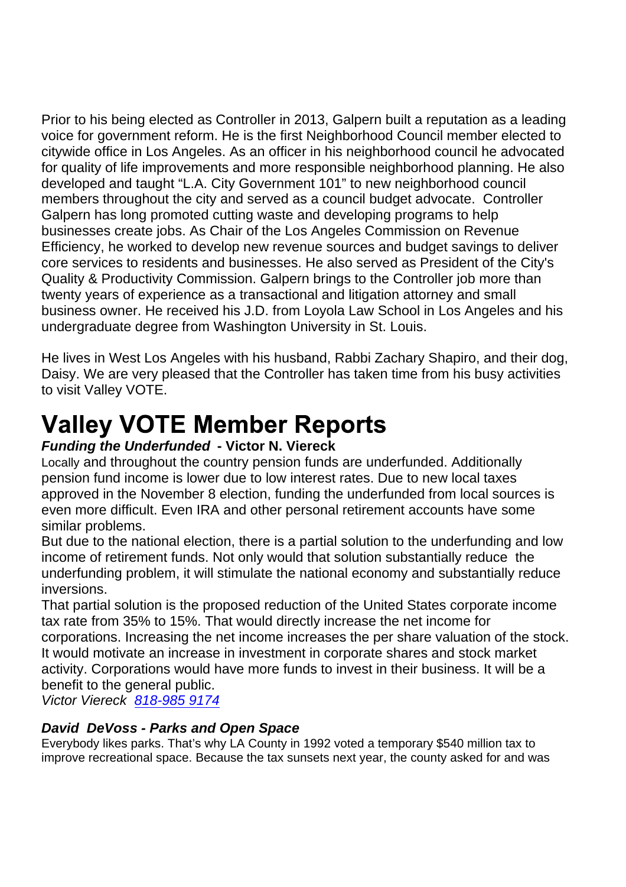Prior to his being elected as Controller in 2013, Galpern built a reputation as a leading voice for government reform. He is the first Neighborhood Council member elected to citywide office in Los Angeles. As an officer in his neighborhood council he advocated for quality of life improvements and more responsible neighborhood planning. He also developed and taught "L.A. City Government 101" to new neighborhood council members throughout the city and served as a council budget advocate. Controller Galpern has long promoted cutting waste and developing programs to help businesses create jobs. As Chair of the Los Angeles Commission on Revenue Efficiency, he worked to develop new revenue sources and budget savings to deliver core services to residents and businesses. He also served as President of the City's Quality & Productivity Commission. Galpern brings to the Controller job more than twenty years of experience as a transactional and litigation attorney and small business owner. He received his J.D. from Loyola Law School in Los Angeles and his undergraduate degree from Washington University in St. Louis.

He lives in West Los Angeles with his husband, Rabbi Zachary Shapiro, and their dog, Daisy. We are very pleased that the Controller has taken time from his busy activities to visit Valley VOTE.

# Valley VOTE Member Reports

***Funding the Underfunded*** **- Victor N. Viereck**

Locally and throughout the country pension funds are underfunded. Additionally pension fund income is lower due to low interest rates. Due to new local taxes approved in the November 8 election, funding the underfunded from local sources is even more difficult. Even IRA and other personal retirement accounts have some similar problems.

But due to the national election, there is a partial solution to the underfunding and low income of retirement funds. Not only would that solution substantially reduce the underfunding problem, it will stimulate the national economy and substantially reduce inversions.

That partial solution is the proposed reduction of the United States corporate income tax rate from 35% to 15%. That would directly increase the net income for corporations. Increasing the net income increases the per share valuation of the stock. It would motivate an increase in investment in corporate shares and stock market activity. Corporations would have more funds to invest in their business. It will be a benefit to the general public.

*Victor Viereck [818-985 9174]*

***David DeVoss - Parks and Open Space***

Everybody likes parks. That's why LA County in 1992 voted a temporary $540 million tax to improve recreational space. Because the tax sunsets next year, the county asked for and was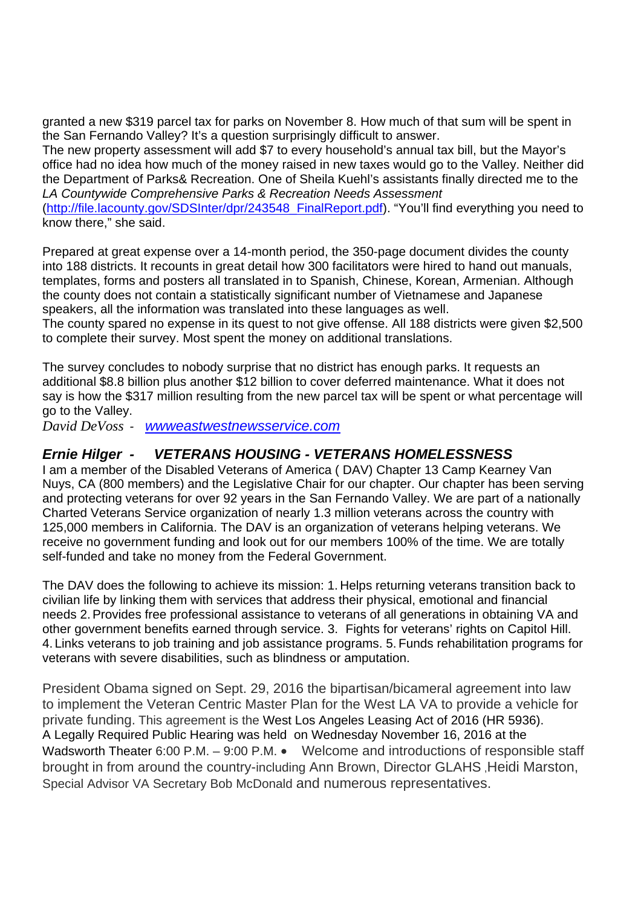granted a new $319 parcel tax for parks on November 8. How much of that sum will be spent in the San Fernando Valley? It's a question surprisingly difficult to answer.
The new property assessment will add $7 to every household's annual tax bill, but the Mayor's office had no idea how much of the money raised in new taxes would go to the Valley. Neither did the Department of Parks& Recreation. One of Sheila Kuehl's assistants finally directed me to the *LA Countywide Comprehensive Parks & Recreation Needs Assessment* (http://file.lacounty.gov/SDSInter/dpr/243548_FinalReport.pdf). "You'll find everything you need to know there," she said.

Prepared at great expense over a 14-month period, the 350-page document divides the county into 188 districts. It recounts in great detail how 300 facilitators were hired to hand out manuals, templates, forms and posters all translated in to Spanish, Chinese, Korean, Armenian. Although the county does not contain a statistically significant number of Vietnamese and Japanese speakers, all the information was translated into these languages as well.
The county spared no expense in its quest to not give offense. All 188 districts were given $2,500 to complete their survey. Most spent the money on additional translations.

The survey concludes to nobody surprise that no district has enough parks. It requests an additional $8.8 billion plus another $12 billion to cover deferred maintenance. What it does not say is how the $317 million resulting from the new parcel tax will be spent or what percentage will go to the Valley.
*David DeVoss - wwweastwestnewsservice.com*

## *Ernie Hilger - VETERANS HOUSING - VETERANS HOMELESSNESS*

I am a member of the Disabled Veterans of America ( DAV) Chapter 13 Camp Kearney Van Nuys, CA (800 members) and the Legislative Chair for our chapter. Our chapter has been serving and protecting veterans for over 92 years in the San Fernando Valley. We are part of a nationally Charted Veterans Service organization of nearly 1.3 million veterans across the country with 125,000 members in California. The DAV is an organization of veterans helping veterans. We receive no government funding and look out for our members 100% of the time. We are totally self-funded and take no money from the Federal Government.

The DAV does the following to achieve its mission: 1. Helps returning veterans transition back to civilian life by linking them with services that address their physical, emotional and financial needs 2. Provides free professional assistance to veterans of all generations in obtaining VA and other government benefits earned through service. 3. Fights for veterans' rights on Capitol Hill. 4. Links veterans to job training and job assistance programs. 5. Funds rehabilitation programs for veterans with severe disabilities, such as blindness or amputation.

President Obama signed on Sept. 29, 2016 the bipartisan/bicameral agreement into law to implement the Veteran Centric Master Plan for the West LA VA to provide a vehicle for private funding. This agreement is the West Los Angeles Leasing Act of 2016 (HR 5936). A Legally Required Public Hearing was held on Wednesday November 16, 2016 at the Wadsworth Theater 6:00 P.M. – 9:00 P.M. • Welcome and introductions of responsible staff brought in from around the country-including Ann Brown, Director GLAHS ,Heidi Marston, Special Advisor VA Secretary Bob McDonald and numerous representatives.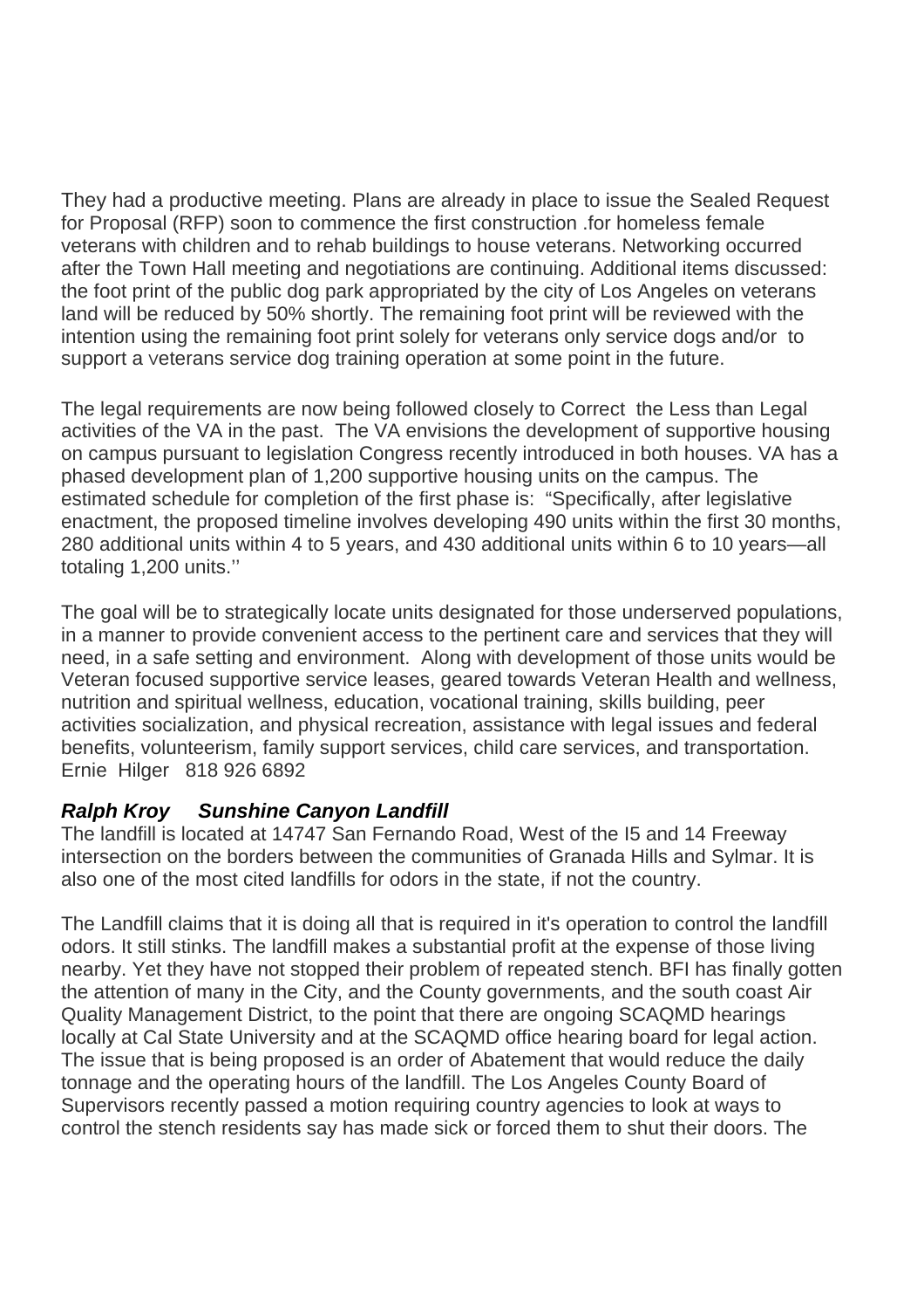They had a productive meeting. Plans are already in place to issue the Sealed Request for Proposal (RFP) soon to commence the first construction .for homeless female veterans with children and to rehab buildings to house veterans. Networking occurred after the Town Hall meeting and negotiations are continuing. Additional items discussed: the foot print of the public dog park appropriated by the city of Los Angeles on veterans land will be reduced by 50% shortly. The remaining foot print will be reviewed with the intention using the remaining foot print solely for veterans only service dogs and/or to support a veterans service dog training operation at some point in the future.

The legal requirements are now being followed closely to Correct the Less than Legal activities of the VA in the past. The VA envisions the development of supportive housing on campus pursuant to legislation Congress recently introduced in both houses. VA has a phased development plan of 1,200 supportive housing units on the campus. The estimated schedule for completion of the first phase is: "Specifically, after legislative enactment, the proposed timeline involves developing 490 units within the first 30 months, 280 additional units within 4 to 5 years, and 430 additional units within 6 to 10 years—all totaling 1,200 units.''

The goal will be to strategically locate units designated for those underserved populations, in a manner to provide convenient access to the pertinent care and services that they will need, in a safe setting and environment. Along with development of those units would be Veteran focused supportive service leases, geared towards Veteran Health and wellness, nutrition and spiritual wellness, education, vocational training, skills building, peer activities socialization, and physical recreation, assistance with legal issues and federal benefits, volunteerism, family support services, child care services, and transportation.
Ernie Hilger 818 926 6892

***Ralph Kroy Sunshine Canyon Landfill***

The landfill is located at 14747 San Fernando Road, West of the I5 and 14 Freeway intersection on the borders between the communities of Granada Hills and Sylmar. It is also one of the most cited landfills for odors in the state, if not the country.

The Landfill claims that it is doing all that is required in it's operation to control the landfill odors. It still stinks. The landfill makes a substantial profit at the expense of those living nearby. Yet they have not stopped their problem of repeated stench. BFI has finally gotten the attention of many in the City, and the County governments, and the south coast Air Quality Management District, to the point that there are ongoing SCAQMD hearings locally at Cal State University and at the SCAQMD office hearing board for legal action. The issue that is being proposed is an order of Abatement that would reduce the daily tonnage and the operating hours of the landfill. The Los Angeles County Board of Supervisors recently passed a motion requiring country agencies to look at ways to control the stench residents say has made sick or forced them to shut their doors. The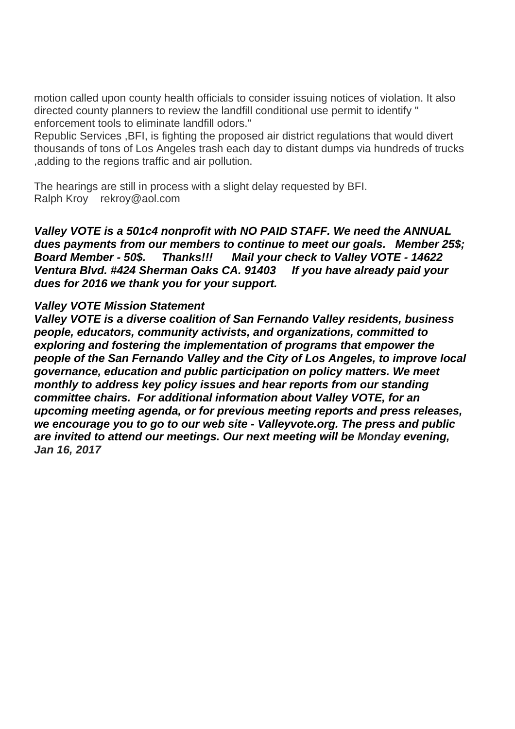motion called upon county health officials to consider issuing notices of violation. It also directed county planners to review the landfill conditional use permit to identify " enforcement tools to eliminate landfill odors."

Republic Services ,BFI, is fighting the proposed air district regulations that would divert thousands of tons of Los Angeles trash each day to distant dumps via hundreds of trucks ,adding to the regions traffic and air pollution.

The hearings are still in process with a slight delay requested by BFI.
Ralph Kroy rekroy@aol.com

***Valley VOTE is a 501c4 nonprofit with NO PAID STAFF. We need the ANNUAL dues payments from our members to continue to meet our goals. Member 25$; Board Member - 50$. Thanks!!! Mail your check to Valley VOTE - 14622 Ventura Blvd. #424 Sherman Oaks CA. 91403 If you have already paid your dues for 2016 we thank you for your support.***

***Valley VOTE Mission Statement***

***Valley VOTE is a diverse coalition of San Fernando Valley residents, business people, educators, community activists, and organizations, committed to exploring and fostering the implementation of programs that empower the people of the San Fernando Valley and the City of Los Angeles, to improve local governance, education and public participation on policy matters. We meet monthly to address key policy issues and hear reports from our standing committee chairs. For additional information about Valley VOTE, for an upcoming meeting agenda, or for previous meeting reports and press releases, we encourage you to go to our web site - Valleyvote.org. The press and public are invited to attend our meetings. Our next meeting will be Monday evening, Jan 16, 2017***